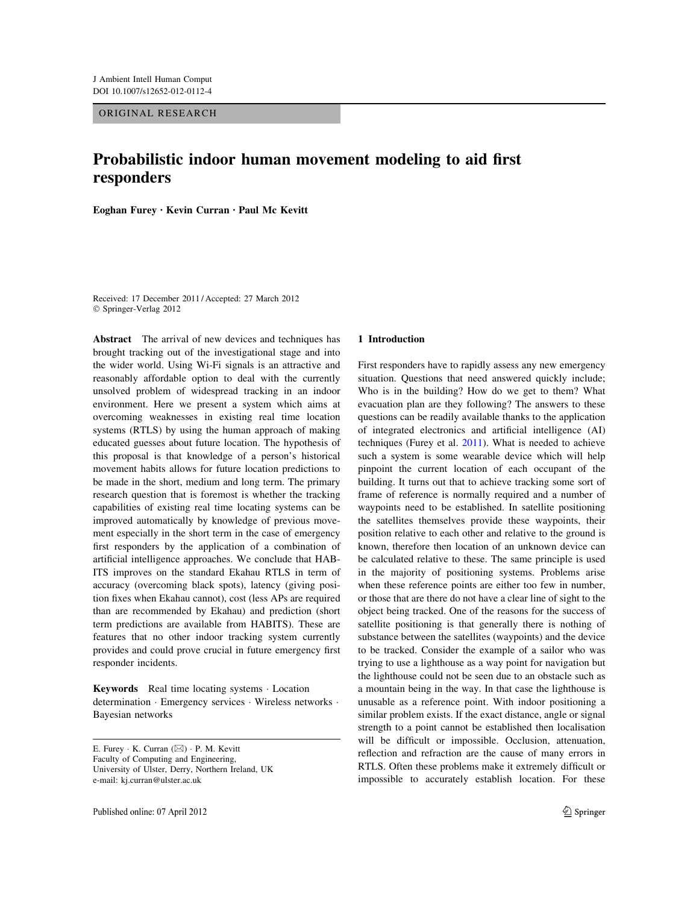J Ambient Intell Human Comput
DOI 10.1007/s12652-012-0112-4

ORIGINAL RESEARCH

# Probabilistic indoor human movement modeling to aid first responders

**Eoghan Furey · Kevin Curran · Paul Mc Kevitt**

Received: 17 December 2011 / Accepted: 27 March 2012
© Springer-Verlag 2012

**Abstract** The arrival of new devices and techniques has brought tracking out of the investigational stage and into the wider world. Using Wi-Fi signals is an attractive and reasonably affordable option to deal with the currently unsolved problem of widespread tracking in an indoor environment. Here we present a system which aims at overcoming weaknesses in existing real time location systems (RTLS) by using the human approach of making educated guesses about future location. The hypothesis of this proposal is that knowledge of a person's historical movement habits allows for future location predictions to be made in the short, medium and long term. The primary research question that is foremost is whether the tracking capabilities of existing real time locating systems can be improved automatically by knowledge of previous movement especially in the short term in the case of emergency first responders by the application of a combination of artificial intelligence approaches. We conclude that HABITS improves on the standard Ekahau RTLS in term of accuracy (overcoming black spots), latency (giving position fixes when Ekahau cannot), cost (less APs are required than are recommended by Ekahau) and prediction (short term predictions are available from HABITS). These are features that no other indoor tracking system currently provides and could prove crucial in future emergency first responder incidents.

**Keywords** Real time locating systems · Location determination · Emergency services · Wireless networks · Bayesian networks

E. Furey · K. Curran (✉) · P. M. Kevitt
Faculty of Computing and Engineering,
University of Ulster, Derry, Northern Ireland, UK
e-mail: kj.curran@ulster.ac.uk

Published online: 07 April 2012

## 1 Introduction

First responders have to rapidly assess any new emergency situation. Questions that need answered quickly include; Who is in the building? How do we get to them? What evacuation plan are they following? The answers to these questions can be readily available thanks to the application of integrated electronics and artificial intelligence (AI) techniques (Furey et al. 2011). What is needed to achieve such a system is some wearable device which will help pinpoint the current location of each occupant of the building. It turns out that to achieve tracking some sort of frame of reference is normally required and a number of waypoints need to be established. In satellite positioning the satellites themselves provide these waypoints, their position relative to each other and relative to the ground is known, therefore then location of an unknown device can be calculated relative to these. The same principle is used in the majority of positioning systems. Problems arise when these reference points are either too few in number, or those that are there do not have a clear line of sight to the object being tracked. One of the reasons for the success of satellite positioning is that generally there is nothing of substance between the satellites (waypoints) and the device to be tracked. Consider the example of a sailor who was trying to use a lighthouse as a way point for navigation but the lighthouse could not be seen due to an obstacle such as a mountain being in the way. In that case the lighthouse is unusable as a reference point. With indoor positioning a similar problem exists. If the exact distance, angle or signal strength to a point cannot be established then localisation will be difficult or impossible. Occlusion, attenuation, reflection and refraction are the cause of many errors in RTLS. Often these problems make it extremely difficult or impossible to accurately establish location. For these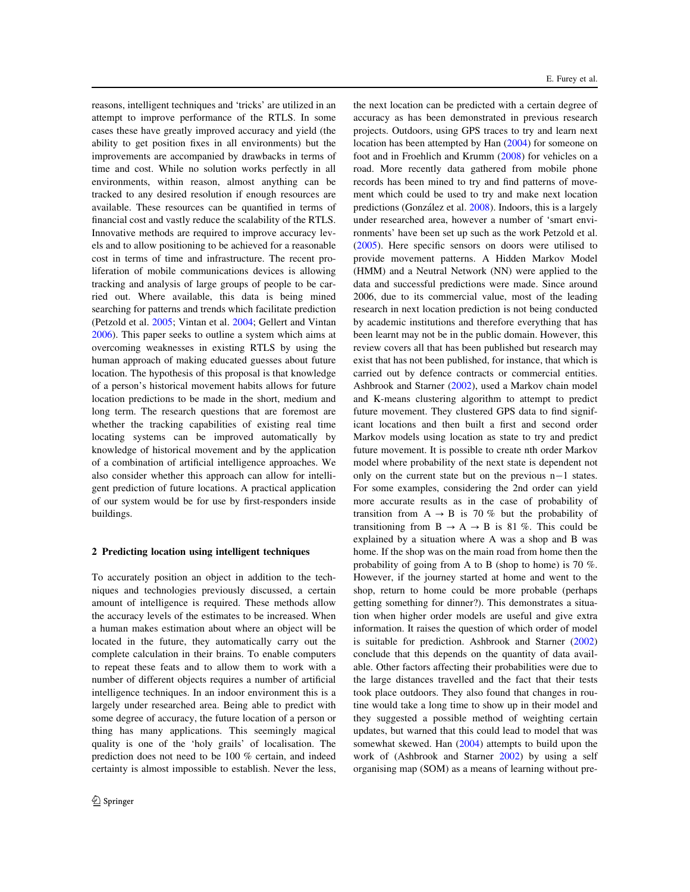reasons, intelligent techniques and 'tricks' are utilized in an attempt to improve performance of the RTLS. In some cases these have greatly improved accuracy and yield (the ability to get position fixes in all environments) but the improvements are accompanied by drawbacks in terms of time and cost. While no solution works perfectly in all environments, within reason, almost anything can be tracked to any desired resolution if enough resources are available. These resources can be quantified in terms of financial cost and vastly reduce the scalability of the RTLS. Innovative methods are required to improve accuracy levels and to allow positioning to be achieved for a reasonable cost in terms of time and infrastructure. The recent proliferation of mobile communications devices is allowing tracking and analysis of large groups of people to be carried out. Where available, this data is being mined searching for patterns and trends which facilitate prediction (Petzold et al. 2005; Vintan et al. 2004; Gellert and Vintan 2006). This paper seeks to outline a system which aims at overcoming weaknesses in existing RTLS by using the human approach of making educated guesses about future location. The hypothesis of this proposal is that knowledge of a person's historical movement habits allows for future location predictions to be made in the short, medium and long term. The research questions that are foremost are whether the tracking capabilities of existing real time locating systems can be improved automatically by knowledge of historical movement and by the application of a combination of artificial intelligence approaches. We also consider whether this approach can allow for intelligent prediction of future locations. A practical application of our system would be for use by first-responders inside buildings.

## 2 Predicting location using intelligent techniques

To accurately position an object in addition to the techniques and technologies previously discussed, a certain amount of intelligence is required. These methods allow the accuracy levels of the estimates to be increased. When a human makes estimation about where an object will be located in the future, they automatically carry out the complete calculation in their brains. To enable computers to repeat these feats and to allow them to work with a number of different objects requires a number of artificial intelligence techniques. In an indoor environment this is a largely under researched area. Being able to predict with some degree of accuracy, the future location of a person or thing has many applications. This seemingly magical quality is one of the 'holy grails' of localisation. The prediction does not need to be 100 % certain, and indeed certainty is almost impossible to establish. Never the less, the next location can be predicted with a certain degree of accuracy as has been demonstrated in previous research projects. Outdoors, using GPS traces to try and learn next location has been attempted by Han (2004) for someone on foot and in Froehlich and Krumm (2008) for vehicles on a road. More recently data gathered from mobile phone records has been mined to try and find patterns of movement which could be used to try and make next location predictions (González et al. 2008). Indoors, this is a largely under researched area, however a number of 'smart environments' have been set up such as the work Petzold et al. (2005). Here specific sensors on doors were utilised to provide movement patterns. A Hidden Markov Model (HMM) and a Neutral Network (NN) were applied to the data and successful predictions were made. Since around 2006, due to its commercial value, most of the leading research in next location prediction is not being conducted by academic institutions and therefore everything that has been learnt may not be in the public domain. However, this review covers all that has been published but research may exist that has not been published, for instance, that which is carried out by defence contracts or commercial entities. Ashbrook and Starner (2002), used a Markov chain model and K-means clustering algorithm to attempt to predict future movement. They clustered GPS data to find significant locations and then built a first and second order Markov models using location as state to try and predict future movement. It is possible to create nth order Markov model where probability of the next state is dependent not only on the current state but on the previous $n-1$ states. For some examples, considering the 2nd order can yield more accurate results as in the case of probability of transition from $A \rightarrow B$ is 70 % but the probability of transitioning from $B \rightarrow A \rightarrow B$ is 81 %. This could be explained by a situation where A was a shop and B was home. If the shop was on the main road from home then the probability of going from A to B (shop to home) is 70 %. However, if the journey started at home and went to the shop, return to home could be more probable (perhaps getting something for dinner?). This demonstrates a situation when higher order models are useful and give extra information. It raises the question of which order of model is suitable for prediction. Ashbrook and Starner (2002) conclude that this depends on the quantity of data available. Other factors affecting their probabilities were due to the large distances travelled and the fact that their tests took place outdoors. They also found that changes in routine would take a long time to show up in their model and they suggested a possible method of weighting certain updates, but warned that this could lead to model that was somewhat skewed. Han (2004) attempts to build upon the work of (Ashbrook and Starner 2002) by using a self organising map (SOM) as a means of learning without pre-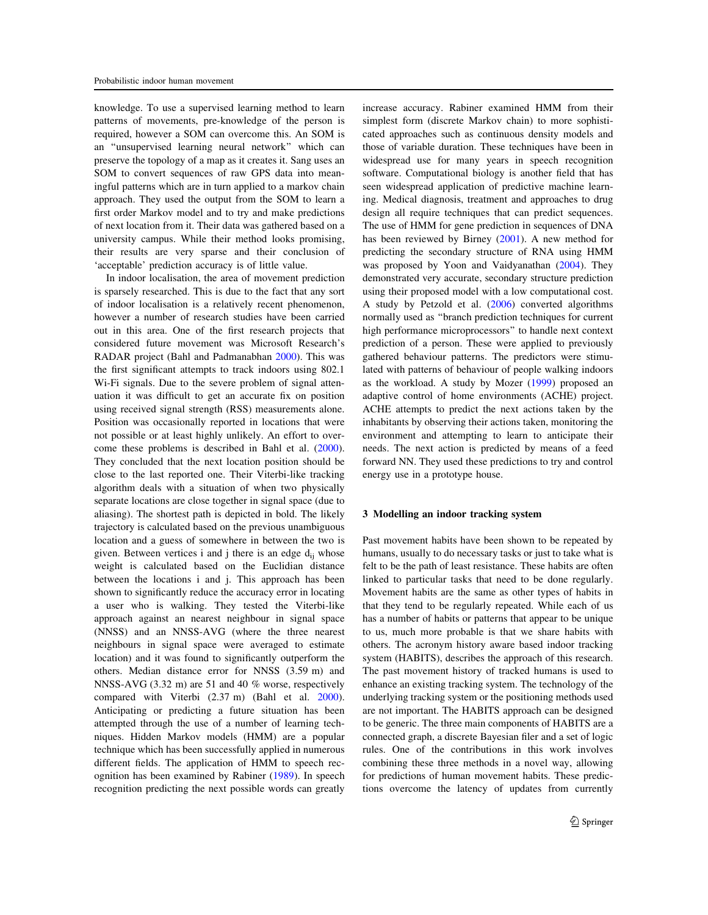knowledge. To use a supervised learning method to learn patterns of movements, pre-knowledge of the person is required, however a SOM can overcome this. An SOM is an "unsupervised learning neural network" which can preserve the topology of a map as it creates it. Sang uses an SOM to convert sequences of raw GPS data into meaningful patterns which are in turn applied to a markov chain approach. They used the output from the SOM to learn a first order Markov model and to try and make predictions of next location from it. Their data was gathered based on a university campus. While their method looks promising, their results are very sparse and their conclusion of 'acceptable' prediction accuracy is of little value.

In indoor localisation, the area of movement prediction is sparsely researched. This is due to the fact that any sort of indoor localisation is a relatively recent phenomenon, however a number of research studies have been carried out in this area. One of the first research projects that considered future movement was Microsoft Research's RADAR project (Bahl and Padmanabhan 2000). This was the first significant attempts to track indoors using 802.1 Wi-Fi signals. Due to the severe problem of signal attenuation it was difficult to get an accurate fix on position using received signal strength (RSS) measurements alone. Position was occasionally reported in locations that were not possible or at least highly unlikely. An effort to overcome these problems is described in Bahl et al. (2000). They concluded that the next location position should be close to the last reported one. Their Viterbi-like tracking algorithm deals with a situation of when two physically separate locations are close together in signal space (due to aliasing). The shortest path is depicted in bold. The likely trajectory is calculated based on the previous unambiguous location and a guess of somewhere in between the two is given. Between vertices i and j there is an edge $d_{ij}$ whose weight is calculated based on the Euclidian distance between the locations i and j. This approach has been shown to significantly reduce the accuracy error in locating a user who is walking. They tested the Viterbi-like approach against an nearest neighbour in signal space (NNSS) and an NNSS-AVG (where the three nearest neighbours in signal space were averaged to estimate location) and it was found to significantly outperform the others. Median distance error for NNSS (3.59 m) and NNSS-AVG (3.32 m) are 51 and 40 % worse, respectively compared with Viterbi (2.37 m) (Bahl et al. 2000). Anticipating or predicting a future situation has been attempted through the use of a number of learning techniques. Hidden Markov models (HMM) are a popular technique which has been successfully applied in numerous different fields. The application of HMM to speech recognition has been examined by Rabiner (1989). In speech recognition predicting the next possible words can greatly increase accuracy. Rabiner examined HMM from their simplest form (discrete Markov chain) to more sophisticated approaches such as continuous density models and those of variable duration. These techniques have been in widespread use for many years in speech recognition software. Computational biology is another field that has seen widespread application of predictive machine learning. Medical diagnosis, treatment and approaches to drug design all require techniques that can predict sequences. The use of HMM for gene prediction in sequences of DNA has been reviewed by Birney (2001). A new method for predicting the secondary structure of RNA using HMM was proposed by Yoon and Vaidyanathan (2004). They demonstrated very accurate, secondary structure prediction using their proposed model with a low computational cost. A study by Petzold et al. (2006) converted algorithms normally used as "branch prediction techniques for current high performance microprocessors" to handle next context prediction of a person. These were applied to previously gathered behaviour patterns. The predictors were stimulated with patterns of behaviour of people walking indoors as the workload. A study by Mozer (1999) proposed an adaptive control of home environments (ACHE) project. ACHE attempts to predict the next actions taken by the inhabitants by observing their actions taken, monitoring the environment and attempting to learn to anticipate their needs. The next action is predicted by means of a feed forward NN. They used these predictions to try and control energy use in a prototype house.

## 3 Modelling an indoor tracking system

Past movement habits have been shown to be repeated by humans, usually to do necessary tasks or just to take what is felt to be the path of least resistance. These habits are often linked to particular tasks that need to be done regularly. Movement habits are the same as other types of habits in that they tend to be regularly repeated. While each of us has a number of habits or patterns that appear to be unique to us, much more probable is that we share habits with others. The acronym history aware based indoor tracking system (HABITS), describes the approach of this research. The past movement history of tracked humans is used to enhance an existing tracking system. The technology of the underlying tracking system or the positioning methods used are not important. The HABITS approach can be designed to be generic. The three main components of HABITS are a connected graph, a discrete Bayesian filer and a set of logic rules. One of the contributions in this work involves combining these three methods in a novel way, allowing for predictions of human movement habits. These predictions overcome the latency of updates from currently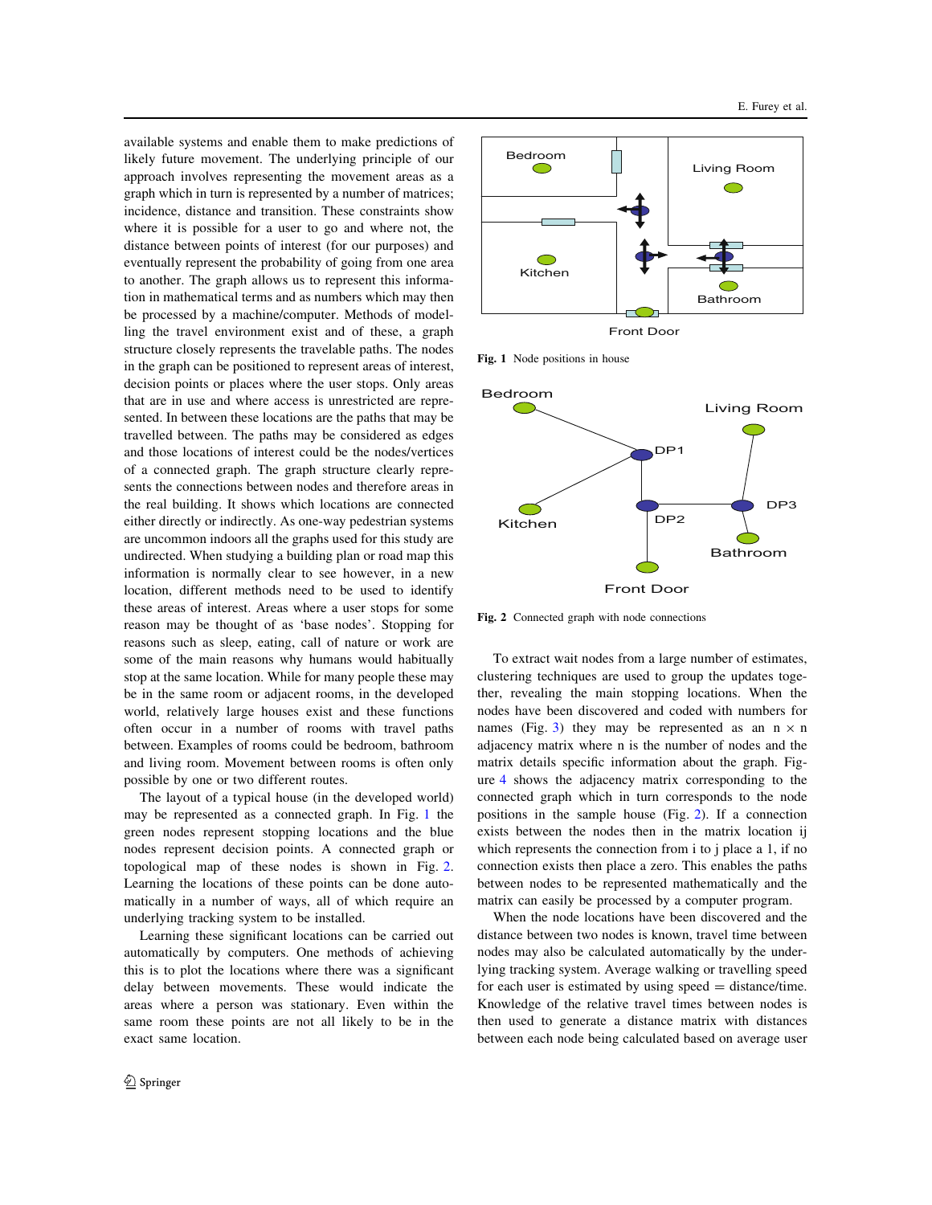available systems and enable them to make predictions of likely future movement. The underlying principle of our approach involves representing the movement areas as a graph which in turn is represented by a number of matrices; incidence, distance and transition. These constraints show where it is possible for a user to go and where not, the distance between points of interest (for our purposes) and eventually represent the probability of going from one area to another. The graph allows us to represent this information in mathematical terms and as numbers which may then be processed by a machine/computer. Methods of modelling the travel environment exist and of these, a graph structure closely represents the travelable paths. The nodes in the graph can be positioned to represent areas of interest, decision points or places where the user stops. Only areas that are in use and where access is unrestricted are represented. In between these locations are the paths that may be travelled between. The paths may be considered as edges and those locations of interest could be the nodes/vertices of a connected graph. The graph structure clearly represents the connections between nodes and therefore areas in the real building. It shows which locations are connected either directly or indirectly. As one-way pedestrian systems are uncommon indoors all the graphs used for this study are undirected. When studying a building plan or road map this information is normally clear to see however, in a new location, different methods need to be used to identify these areas of interest. Areas where a user stops for some reason may be thought of as 'base nodes'. Stopping for reasons such as sleep, eating, call of nature or work are some of the main reasons why humans would habitually stop at the same location. While for many people these may be in the same room or adjacent rooms, in the developed world, relatively large houses exist and these functions often occur in a number of rooms with travel paths between. Examples of rooms could be bedroom, bathroom and living room. Movement between rooms is often only possible by one or two different routes.

The layout of a typical house (in the developed world) may be represented as a connected graph. In Fig. 1 the green nodes represent stopping locations and the blue nodes represent decision points. A connected graph or topological map of these nodes is shown in Fig. 2. Learning the locations of these points can be done automatically in a number of ways, all of which require an underlying tracking system to be installed.

Learning these significant locations can be carried out automatically by computers. One methods of achieving this is to plot the locations where there was a significant delay between movements. These would indicate the areas where a person was stationary. Even within the same room these points are not all likely to be in the exact same location.

**Fig. 1** Node positions in house

**Fig. 2** Connected graph with node connections

To extract wait nodes from a large number of estimates, clustering techniques are used to group the updates together, revealing the main stopping locations. When the nodes have been discovered and coded with numbers for names (Fig. 3) they may be represented as an $n \times n$ adjacency matrix where n is the number of nodes and the matrix details specific information about the graph. Figure 4 shows the adjacency matrix corresponding to the connected graph which in turn corresponds to the node positions in the sample house (Fig. 2). If a connection exists between the nodes then in the matrix location ij which represents the connection from i to j place a 1, if no connection exists then place a zero. This enables the paths between nodes to be represented mathematically and the matrix can easily be processed by a computer program.

When the node locations have been discovered and the distance between two nodes is known, travel time between nodes may also be calculated automatically by the underlying tracking system. Average walking or travelling speed for each user is estimated by using speed = distance/time. Knowledge of the relative travel times between nodes is then used to generate a distance matrix with distances between each node being calculated based on average user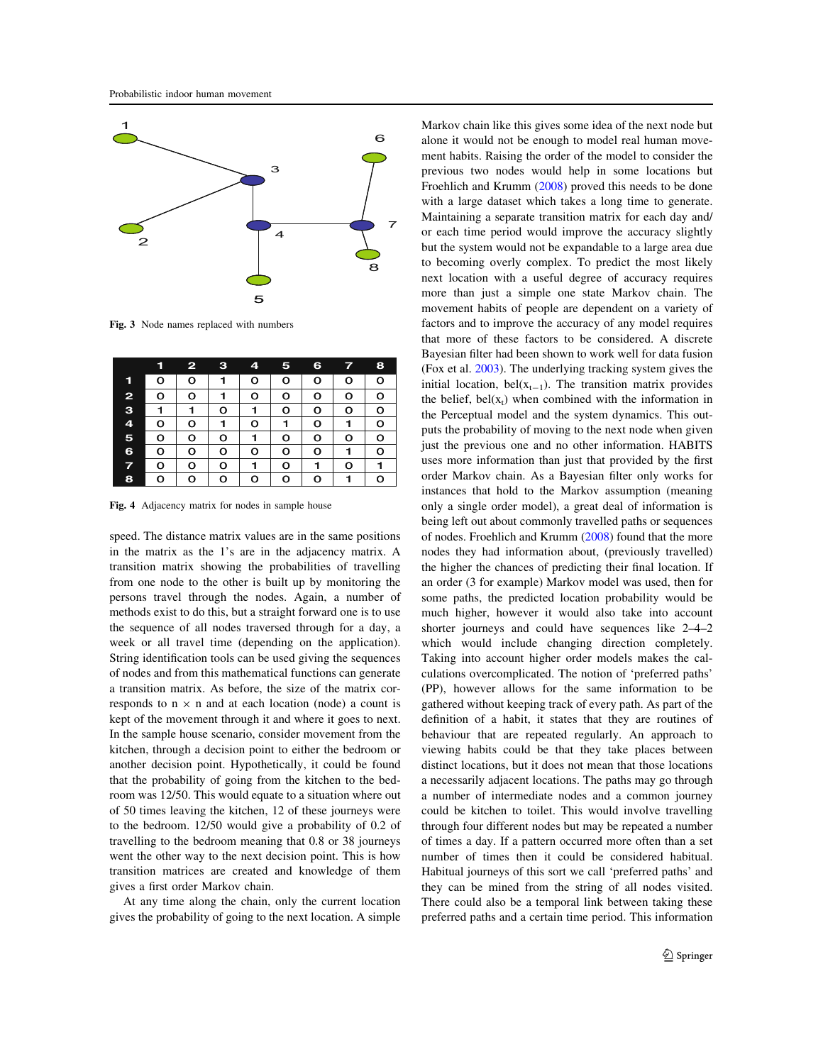Fig. 3 Node names replaced with numbers

| | 1 | 2 | 3 | 4 | 5 | 6 | 7 | 8 |
|---|---|---|---|---|---|---|---|---|
| 1 | 0 | 0 | 1 | 0 | 0 | 0 | 0 | 0 |
| 2 | 0 | 0 | 1 | 0 | 0 | 0 | 0 | 0 |
| 3 | 1 | 1 | 0 | 1 | 0 | 0 | 0 | 0 |
| 4 | 0 | 0 | 1 | 0 | 1 | 0 | 1 | 0 |
| 5 | 0 | 0 | 0 | 1 | 0 | 0 | 0 | 0 |
| 6 | 0 | 0 | 0 | 0 | 0 | 0 | 1 | 0 |
| 7 | 0 | 0 | 0 | 1 | 0 | 1 | 0 | 1 |
| 8 | 0 | 0 | 0 | 0 | 0 | 0 | 1 | 0 |

Fig. 4 Adjacency matrix for nodes in sample house

speed. The distance matrix values are in the same positions in the matrix as the 1's are in the adjacency matrix. A transition matrix showing the probabilities of travelling from one node to the other is built up by monitoring the persons travel through the nodes. Again, a number of methods exist to do this, but a straight forward one is to use the sequence of all nodes traversed through for a day, a week or all travel time (depending on the application). String identification tools can be used giving the sequences of nodes and from this mathematical functions can generate a transition matrix. As before, the size of the matrix corresponds to n × n and at each location (node) a count is kept of the movement through it and where it goes to next. In the sample house scenario, consider movement from the kitchen, through a decision point to either the bedroom or another decision point. Hypothetically, it could be found that the probability of going from the kitchen to the bedroom was 12/50. This would equate to a situation where out of 50 times leaving the kitchen, 12 of these journeys were to the bedroom. 12/50 would give a probability of 0.2 of travelling to the bedroom meaning that 0.8 or 38 journeys went the other way to the next decision point. This is how transition matrices are created and knowledge of them gives a first order Markov chain.

At any time along the chain, only the current location gives the probability of going to the next location. A simple Markov chain like this gives some idea of the next node but alone it would not be enough to model real human movement habits. Raising the order of the model to consider the previous two nodes would help in some locations but Froehlich and Krumm (2008) proved this needs to be done with a large dataset which takes a long time to generate. Maintaining a separate transition matrix for each day and/or each time period would improve the accuracy slightly but the system would not be expandable to a large area due to becoming overly complex. To predict the most likely next location with a useful degree of accuracy requires more than just a simple one state Markov chain. The movement habits of people are dependent on a variety of factors and to improve the accuracy of any model requires that more of these factors to be considered. A discrete Bayesian filter had been shown to work well for data fusion (Fox et al. 2003). The underlying tracking system gives the initial location, $bel(x_{t-1})$. The transition matrix provides the belief, $bel(x_t)$ when combined with the information in the Perceptual model and the system dynamics. This outputs the probability of moving to the next node when given just the previous one and no other information. HABITS uses more information than just that provided by the first order Markov chain. As a Bayesian filter only works for instances that hold to the Markov assumption (meaning only a single order model), a great deal of information is being left out about commonly travelled paths or sequences of nodes. Froehlich and Krumm (2008) found that the more nodes they had information about, (previously travelled) the higher the chances of predicting their final location. If an order (3 for example) Markov model was used, then for some paths, the predicted location probability would be much higher, however it would also take into account shorter journeys and could have sequences like 2–4–2 which would include changing direction completely. Taking into account higher order models makes the calculations overcomplicated. The notion of 'preferred paths' (PP), however allows for the same information to be gathered without keeping track of every path. As part of the definition of a habit, it states that they are routines of behaviour that are repeated regularly. An approach to viewing habits could be that they take places between distinct locations, but it does not mean that those locations a necessarily adjacent locations. The paths may go through a number of intermediate nodes and a common journey could be kitchen to toilet. This would involve travelling through four different nodes but may be repeated a number of times a day. If a pattern occurred more often than a set number of times then it could be considered habitual. Habitual journeys of this sort we call 'preferred paths' and they can be mined from the string of all nodes visited. There could also be a temporal link between taking these preferred paths and a certain time period. This information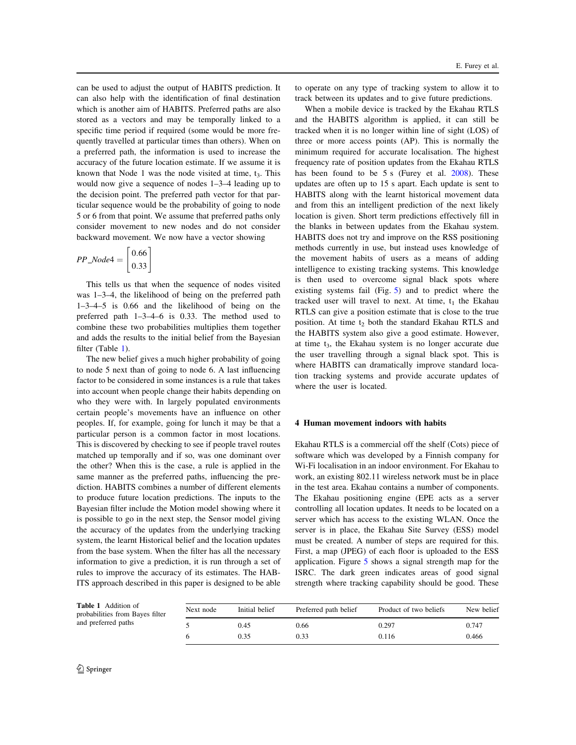can be used to adjust the output of HABITS prediction. It can also help with the identification of final destination which is another aim of HABITS. Preferred paths are also stored as a vectors and may be temporally linked to a specific time period if required (some would be more frequently travelled at particular times than others). When on a preferred path, the information is used to increase the accuracy of the future location estimate. If we assume it is known that Node 1 was the node visited at time, $t_3$. This would now give a sequence of nodes 1–3–4 leading up to the decision point. The preferred path vector for that particular sequence would be the probability of going to node 5 or 6 from that point. We assume that preferred paths only consider movement to new nodes and do not consider backward movement. We now have a vector showing

$$PP\_Node4 = \begin{bmatrix} 0.66 \\ 0.33 \end{bmatrix}$$

This tells us that when the sequence of nodes visited was 1–3–4, the likelihood of being on the preferred path 1–3–4–5 is 0.66 and the likelihood of being on the preferred path 1–3–4–6 is 0.33. The method used to combine these two probabilities multiplies them together and adds the results to the initial belief from the Bayesian filter (Table 1).

The new belief gives a much higher probability of going to node 5 next than of going to node 6. A last influencing factor to be considered in some instances is a rule that takes into account when people change their habits depending on who they were with. In largely populated environments certain people's movements have an influence on other peoples. If, for example, going for lunch it may be that a particular person is a common factor in most locations. This is discovered by checking to see if people travel routes matched up temporally and if so, was one dominant over the other? When this is the case, a rule is applied in the same manner as the preferred paths, influencing the prediction. HABITS combines a number of different elements to produce future location predictions. The inputs to the Bayesian filter include the Motion model showing where it is possible to go in the next step, the Sensor model giving the accuracy of the updates from the underlying tracking system, the learnt Historical belief and the location updates from the base system. When the filter has all the necessary information to give a prediction, it is run through a set of rules to improve the accuracy of its estimates. The HABITS approach described in this paper is designed to be able to operate on any type of tracking system to allow it to track between its updates and to give future predictions.

When a mobile device is tracked by the Ekahau RTLS and the HABITS algorithm is applied, it can still be tracked when it is no longer within line of sight (LOS) of three or more access points (AP). This is normally the minimum required for accurate localisation. The highest frequency rate of position updates from the Ekahau RTLS has been found to be 5 s (Furey et al. 2008). These updates are often up to 15 s apart. Each update is sent to HABITS along with the learnt historical movement data and from this an intelligent prediction of the next likely location is given. Short term predictions effectively fill in the blanks in between updates from the Ekahau system. HABITS does not try and improve on the RSS positioning methods currently in use, but instead uses knowledge of the movement habits of users as a means of adding intelligence to existing tracking systems. This knowledge is then used to overcome signal black spots where existing systems fail (Fig. 5) and to predict where the tracked user will travel to next. At time, $t_1$ the Ekahau RTLS can give a position estimate that is close to the true position. At time $t_2$ both the standard Ekahau RTLS and the HABITS system also give a good estimate. However, at time $t_3$, the Ekahau system is no longer accurate due the user travelling through a signal black spot. This is where HABITS can dramatically improve standard location tracking systems and provide accurate updates of where the user is located.

## 4 Human movement indoors with habits

Ekahau RTLS is a commercial off the shelf (Cots) piece of software which was developed by a Finnish company for Wi-Fi localisation in an indoor environment. For Ekahau to work, an existing 802.11 wireless network must be in place in the test area. Ekahau contains a number of components. The Ekahau positioning engine (EPE acts as a server controlling all location updates. It needs to be located on a server which has access to the existing WLAN. Once the server is in place, the Ekahau Site Survey (ESS) model must be created. A number of steps are required for this. First, a map (JPEG) of each floor is uploaded to the ESS application. Figure 5 shows a signal strength map for the ISRC. The dark green indicates areas of good signal strength where tracking capability should be good. These

Table 1 Addition of probabilities from Bayes filter and preferred paths

| Next node | Initial belief | Preferred path belief | Product of two beliefs | New belief |
|---|---|---|---|---|
| 5 | 0.45 | 0.66 | 0.297 | 0.747 |
| 6 | 0.35 | 0.33 | 0.116 | 0.466 |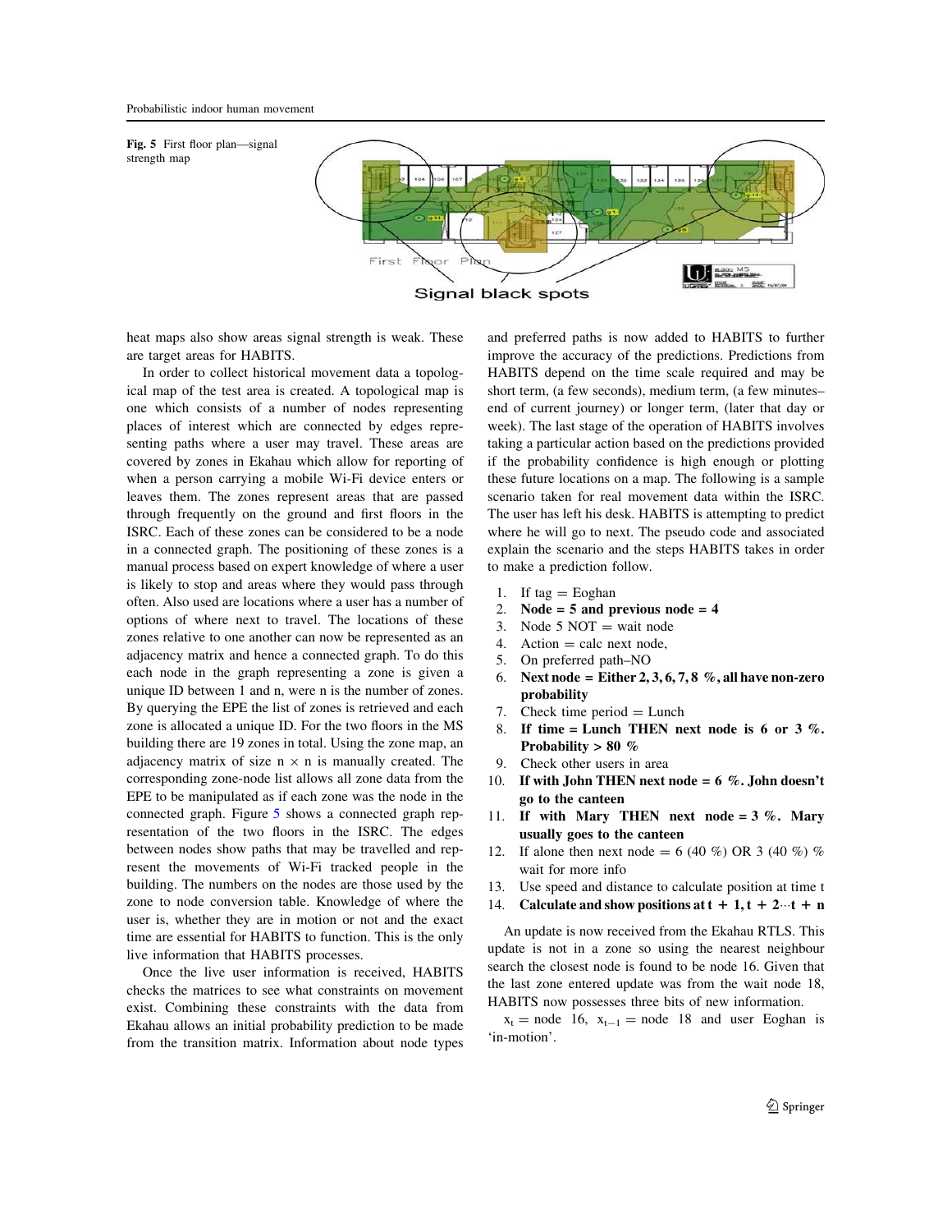Fig. 5 First floor plan—signal strength map

First Floor Plan

Signal black spots

heat maps also show areas signal strength is weak. These are target areas for HABITS.

In order to collect historical movement data a topological map of the test area is created. A topological map is one which consists of a number of nodes representing places of interest which are connected by edges representing paths where a user may travel. These areas are covered by zones in Ekahau which allow for reporting of when a person carrying a mobile Wi-Fi device enters or leaves them. The zones represent areas that are passed through frequently on the ground and first floors in the ISRC. Each of these zones can be considered to be a node in a connected graph. The positioning of these zones is a manual process based on expert knowledge of where a user is likely to stop and areas where they would pass through often. Also used are locations where a user has a number of options of where next to travel. The locations of these zones relative to one another can now be represented as an adjacency matrix and hence a connected graph. To do this each node in the graph representing a zone is given a unique ID between 1 and n, were n is the number of zones. By querying the EPE the list of zones is retrieved and each zone is allocated a unique ID. For the two floors in the MS building there are 19 zones in total. Using the zone map, an adjacency matrix of size $n \times n$ is manually created. The corresponding zone-node list allows all zone data from the EPE to be manipulated as if each zone was the node in the connected graph. Figure 5 shows a connected graph representation of the two floors in the ISRC. The edges between nodes show paths that may be travelled and represent the movements of Wi-Fi tracked people in the building. The numbers on the nodes are those used by the zone to node conversion table. Knowledge of where the user is, whether they are in motion or not and the exact time are essential for HABITS to function. This is the only live information that HABITS processes.

Once the live user information is received, HABITS checks the matrices to see what constraints on movement exist. Combining these constraints with the data from Ekahau allows an initial probability prediction to be made from the transition matrix. Information about node types and preferred paths is now added to HABITS to further improve the accuracy of the predictions. Predictions from HABITS depend on the time scale required and may be short term, (a few seconds), medium term, (a few minutes–end of current journey) or longer term, (later that day or week). The last stage of the operation of HABITS involves taking a particular action based on the predictions provided if the probability confidence is high enough or plotting these future locations on a map. The following is a sample scenario taken for real movement data within the ISRC. The user has left his desk. HABITS is attempting to predict where he will go to next. The pseudo code and associated explain the scenario and the steps HABITS takes in order to make a prediction follow.

1. If tag = Eoghan
2. **Node = 5 and previous node = 4**
3. Node 5 NOT = wait node
4. Action = calc next node,
5. On preferred path–NO
6. **Next node = Either 2, 3, 6, 7, 8 %, all have non-zero probability**
7. Check time period = Lunch
8. **If time = Lunch THEN next node is 6 or 3 %. Probability > 80 %**
9. Check other users in area
10. **If with John THEN next node = 6 %. John doesn't go to the canteen**
11. **If with Mary THEN next node = 3 %. Mary usually goes to the canteen**
12. If alone then next node = 6 (40 %) OR 3 (40 %) % wait for more info
13. Use speed and distance to calculate position at time t
14. **Calculate and show positions at t + 1, t + 2···t + n**

An update is now received from the Ekahau RTLS. This update is not in a zone so using the nearest neighbour search the closest node is found to be node 16. Given that the last zone entered update was from the wait node 18, HABITS now possesses three bits of new information.

$x_t$ = node 16, $x_{t-1}$ = node 18 and user Eoghan is 'in-motion'.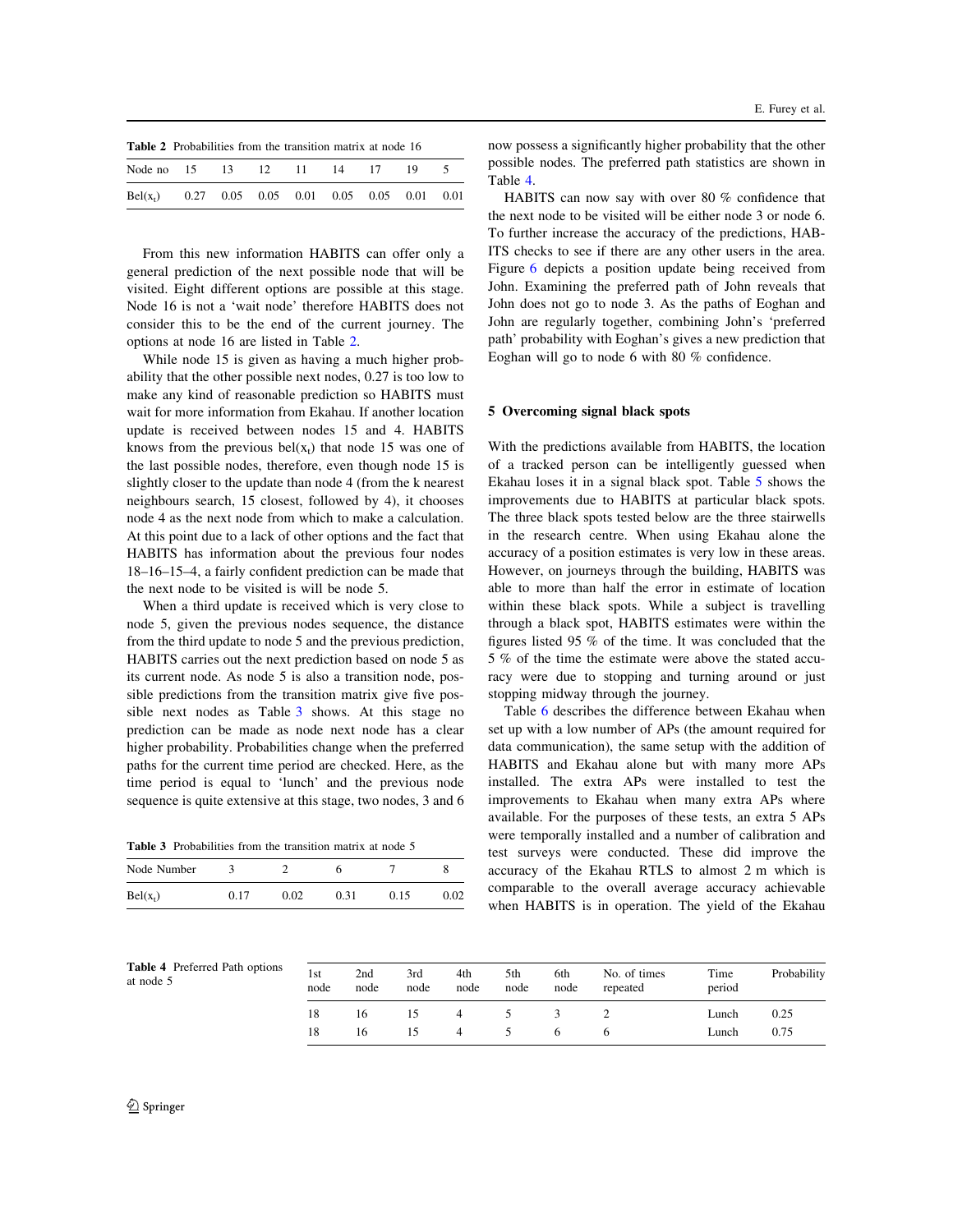**Table 2** Probabilities from the transition matrix at node 16

| Node no | 15 | 13 | 12 | 11 | 14 | 17 | 19 | 5 |
|---|---|---|---|---|---|---|---|---|
| Bel($x_t$) | 0.27 | 0.05 | 0.05 | 0.01 | 0.05 | 0.05 | 0.01 | 0.01 |

From this new information HABITS can offer only a general prediction of the next possible node that will be visited. Eight different options are possible at this stage. Node 16 is not a 'wait node' therefore HABITS does not consider this to be the end of the current journey. The options at node 16 are listed in Table 2.

While node 15 is given as having a much higher probability that the other possible next nodes, 0.27 is too low to make any kind of reasonable prediction so HABITS must wait for more information from Ekahau. If another location update is received between nodes 15 and 4. HABITS knows from the previous bel($x_t$) that node 15 was one of the last possible nodes, therefore, even though node 15 is slightly closer to the update than node 4 (from the k nearest neighbours search, 15 closest, followed by 4), it chooses node 4 as the next node from which to make a calculation. At this point due to a lack of other options and the fact that HABITS has information about the previous four nodes 18–16–15–4, a fairly confident prediction can be made that the next node to be visited is will be node 5.

When a third update is received which is very close to node 5, given the previous nodes sequence, the distance from the third update to node 5 and the previous prediction, HABITS carries out the next prediction based on node 5 as its current node. As node 5 is also a transition node, possible predictions from the transition matrix give five possible next nodes as Table 3 shows. At this stage no prediction can be made as node next node has a clear higher probability. Probabilities change when the preferred paths for the current time period are checked. Here, as the time period is equal to 'lunch' and the previous node sequence is quite extensive at this stage, two nodes, 3 and 6

**Table 3** Probabilities from the transition matrix at node 5

| Node Number | 3 | 2 | 6 | 7 | 8 |
|---|---|---|---|---|---|
| Bel($x_t$) | 0.17 | 0.02 | 0.31 | 0.15 | 0.02 |

now possess a significantly higher probability that the other possible nodes. The preferred path statistics are shown in Table 4.

HABITS can now say with over 80 % confidence that the next node to be visited will be either node 3 or node 6. To further increase the accuracy of the predictions, HABITS checks to see if there are any other users in the area. Figure 6 depicts a position update being received from John. Examining the preferred path of John reveals that John does not go to node 3. As the paths of Eoghan and John are regularly together, combining John's 'preferred path' probability with Eoghan's gives a new prediction that Eoghan will go to node 6 with 80 % confidence.

## 5 Overcoming signal black spots

With the predictions available from HABITS, the location of a tracked person can be intelligently guessed when Ekahau loses it in a signal black spot. Table 5 shows the improvements due to HABITS at particular black spots. The three black spots tested below are the three stairwells in the research centre. When using Ekahau alone the accuracy of a position estimates is very low in these areas. However, on journeys through the building, HABITS was able to more than half the error in estimate of location within these black spots. While a subject is travelling through a black spot, HABITS estimates were within the figures listed 95 % of the time. It was concluded that the 5 % of the time the estimate were above the stated accuracy were due to stopping and turning around or just stopping midway through the journey.

Table 6 describes the difference between Ekahau when set up with a low number of APs (the amount required for data communication), the same setup with the addition of HABITS and Ekahau alone but with many more APs installed. The extra APs were installed to test the improvements to Ekahau when many extra APs where available. For the purposes of these tests, an extra 5 APs were temporally installed and a number of calibration and test surveys were conducted. These did improve the accuracy of the Ekahau RTLS to almost 2 m which is comparable to the overall average accuracy achievable when HABITS is in operation. The yield of the Ekahau

**Table 4** Preferred Path options at node 5

| 1st node | 2nd node | 3rd node | 4th node | 5th node | 6th node | No. of times repeated | Time period | Probability |
|---|---|---|---|---|---|---|---|---|
| 18 | 16 | 15 | 4 | 5 | 3 | 2 | Lunch | 0.25 |
| 18 | 16 | 15 | 4 | 5 | 6 | 6 | Lunch | 0.75 |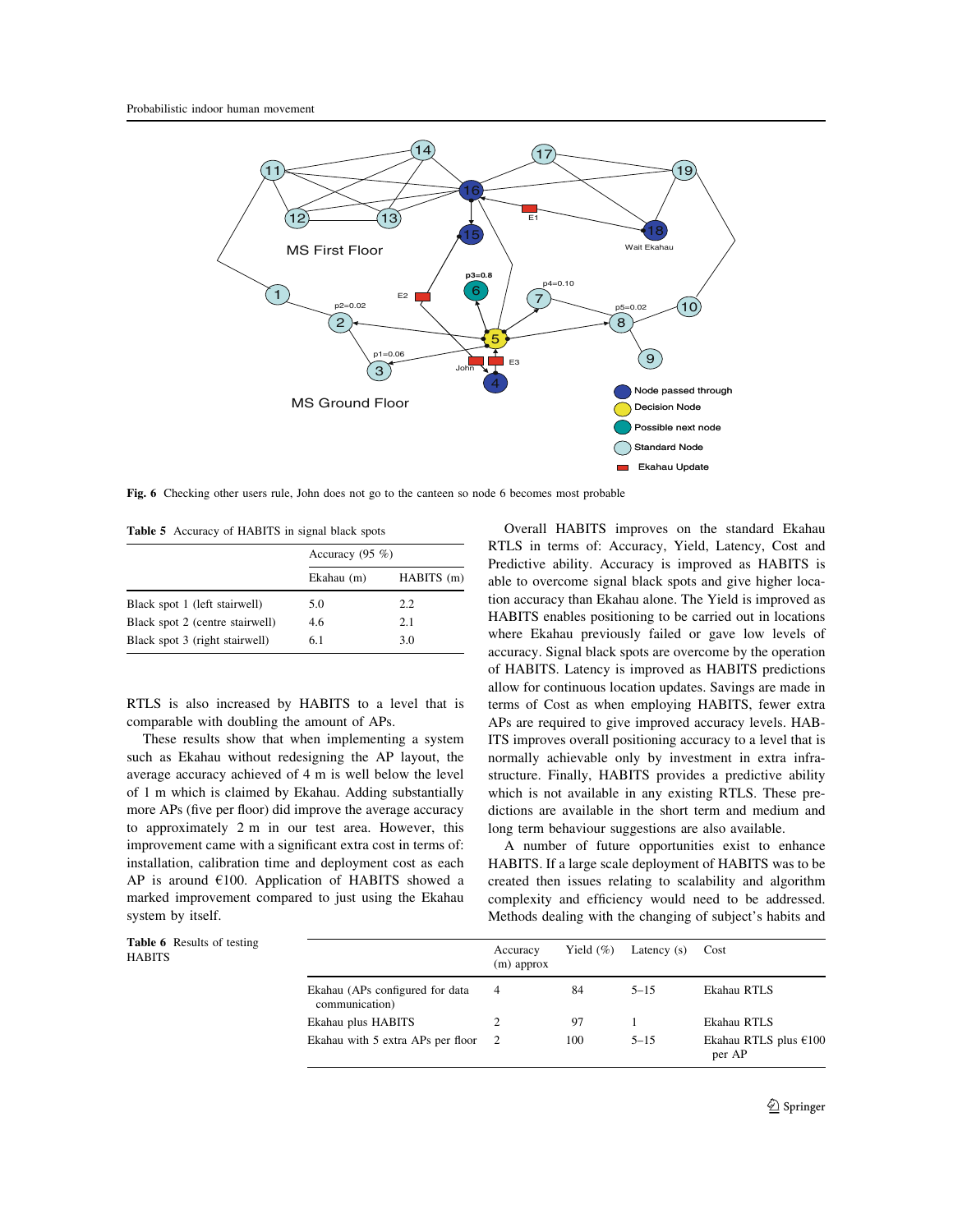Fig. 6 Checking other users rule, John does not go to the canteen so node 6 becomes most probable

**Table 5** Accuracy of HABITS in signal black spots

| | Accuracy (95 %) | |
|---|---|---|
| | Ekahau (m) | HABITS (m) |
| Black spot 1 (left stairwell) | 5.0 | 2.2 |
| Black spot 2 (centre stairwell) | 4.6 | 2.1 |
| Black spot 3 (right stairwell) | 6.1 | 3.0 |

RTLS is also increased by HABITS to a level that is comparable with doubling the amount of APs.

These results show that when implementing a system such as Ekahau without redesigning the AP layout, the average accuracy achieved of 4 m is well below the level of 1 m which is claimed by Ekahau. Adding substantially more APs (five per floor) did improve the average accuracy to approximately 2 m in our test area. However, this improvement came with a significant extra cost in terms of: installation, calibration time and deployment cost as each AP is around €100. Application of HABITS showed a marked improvement compared to just using the Ekahau system by itself.

Overall HABITS improves on the standard Ekahau RTLS in terms of: Accuracy, Yield, Latency, Cost and Predictive ability. Accuracy is improved as HABITS is able to overcome signal black spots and give higher location accuracy than Ekahau alone. The Yield is improved as HABITS enables positioning to be carried out in locations where Ekahau previously failed or gave low levels of accuracy. Signal black spots are overcome by the operation of HABITS. Latency is improved as HABITS predictions allow for continuous location updates. Savings are made in terms of Cost as when employing HABITS, fewer extra APs are required to give improved accuracy levels. HABITS improves overall positioning accuracy to a level that is normally achievable only by investment in extra infrastructure. Finally, HABITS provides a predictive ability which is not available in any existing RTLS. These predictions are available in the short term and medium and long term behaviour suggestions are also available.

A number of future opportunities exist to enhance HABITS. If a large scale deployment of HABITS was to be created then issues relating to scalability and algorithm complexity and efficiency would need to be addressed. Methods dealing with the changing of subject's habits and

**Table 6** Results of testing HABITS

| | Accuracy (m) approx | Yield (%) | Latency (s) | Cost |
|---|---|---|---|---|
| Ekahau (APs configured for data communication) | 4 | 84 | 5–15 | Ekahau RTLS |
| Ekahau plus HABITS | 2 | 97 | 1 | Ekahau RTLS |
| Ekahau with 5 extra APs per floor | 2 | 100 | 5–15 | Ekahau RTLS plus €100 per AP |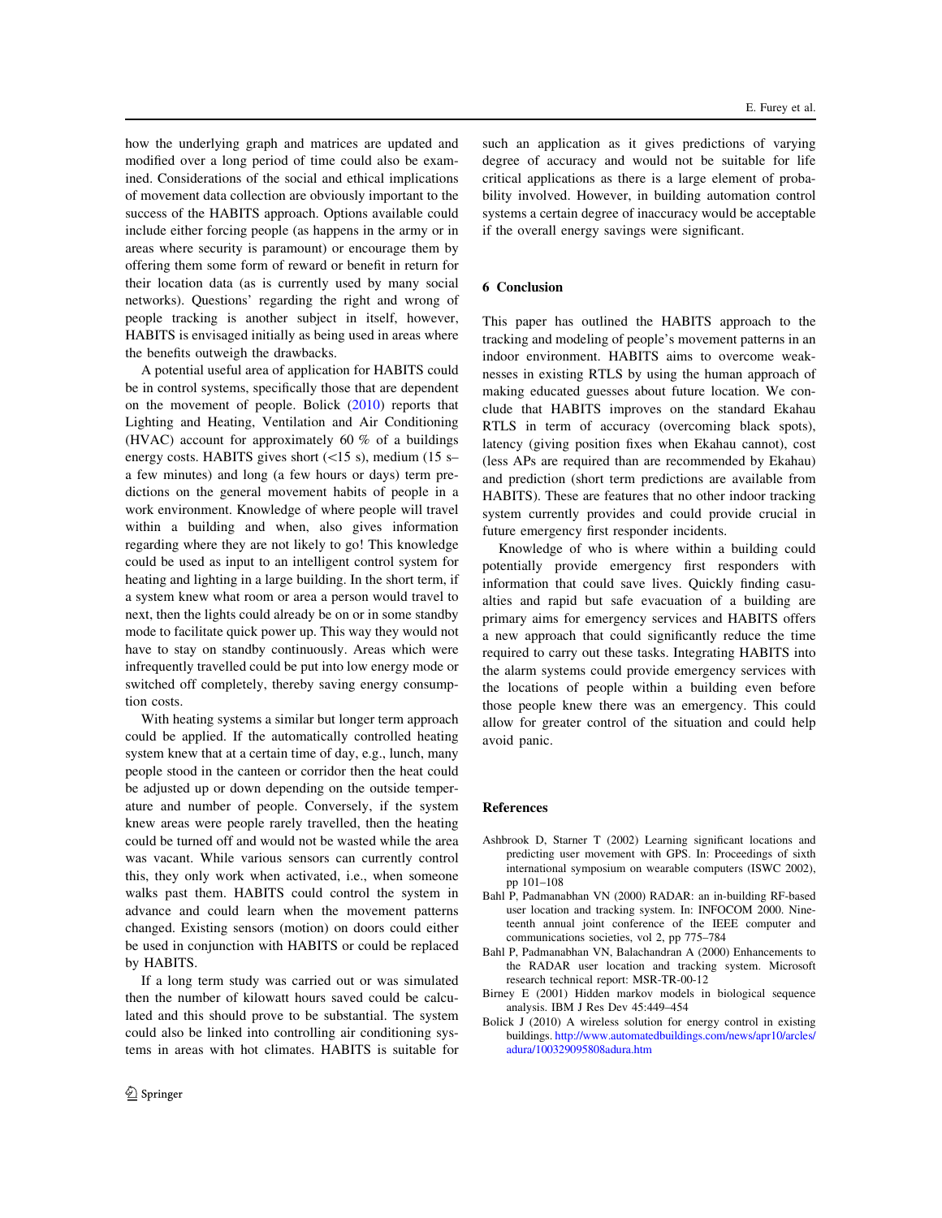how the underlying graph and matrices are updated and modified over a long period of time could be examined. Considerations of the social and ethical implications of movement data collection are obviously important to the success of the HABITS approach. Options available could include either forcing people (as happens in the army or in areas where security is paramount) or encourage them by offering them some form of reward or benefit in return for their location data (as is currently used by many social networks). Questions' regarding the right and wrong of people tracking is another subject in itself, however, HABITS is envisaged initially as being used in areas where the benefits outweigh the drawbacks.

A potential useful area of application for HABITS could be in control systems, specifically those that are dependent on the movement of people. Bolick (2010) reports that Lighting and Heating, Ventilation and Air Conditioning (HVAC) account for approximately 60 % of a buildings energy costs. HABITS gives short (<15 s), medium (15 s–a few minutes) and long (a few hours or days) term predictions on the general movement habits of people in a work environment. Knowledge of where people will travel within a building and when, also gives information regarding where they are not likely to go! This knowledge could be used as input to an intelligent control system for heating and lighting in a large building. In the short term, if a system knew what room or area a person would travel to next, then the lights could already be on or in some standby mode to facilitate quick power up. This way they would not have to stay on standby continuously. Areas which were infrequently travelled could be put into low energy mode or switched off completely, thereby saving energy consumption costs.

With heating systems a similar but longer term approach could be applied. If the automatically controlled heating system knew that at a certain time of day, e.g., lunch, many people stood in the canteen or corridor then the heat could be adjusted up or down depending on the outside temperature and number of people. Conversely, if the system knew areas were people rarely travelled, then the heating could be turned off and would not be wasted while the area was vacant. While various sensors can currently control this, they only work when activated, i.e., when someone walks past them. HABITS could control the system in advance and could learn when the movement patterns changed. Existing sensors (motion) on doors could either be used in conjunction with HABITS or could be replaced by HABITS.

If a long term study was carried out or was simulated then the number of kilowatt hours saved could be calculated and this should prove to be substantial. The system could also be linked into controlling air conditioning systems in areas with hot climates. HABITS is suitable for such an application as it gives predictions of varying degree of accuracy and would not be suitable for life critical applications as there is a large element of probability involved. However, in building automation control systems a certain degree of inaccuracy would be acceptable if the overall energy savings were significant.

## 6 Conclusion

This paper has outlined the HABITS approach to the tracking and modeling of people's movement patterns in an indoor environment. HABITS aims to overcome weaknesses in existing RTLS by using the human approach of making educated guesses about future location. We conclude that HABITS improves on the standard Ekahau RTLS in term of accuracy (overcoming black spots), latency (giving position fixes when Ekahau cannot), cost (less APs are required than are recommended by Ekahau) and prediction (short term predictions are available from HABITS). These are features that no other indoor tracking system currently provides and could provide crucial in future emergency first responder incidents.

Knowledge of who is where within a building could potentially provide emergency first responders with information that could save lives. Quickly finding casualties and rapid but safe evacuation of a building are primary aims for emergency services and HABITS offers a new approach that could significantly reduce the time required to carry out these tasks. Integrating HABITS into the alarm systems could provide emergency services with the locations of people within a building even before those people knew there was an emergency. This could allow for greater control of the situation and could help avoid panic.

## References

Ashbrook D, Starner T (2002) Learning significant locations and predicting user movement with GPS. In: Proceedings of sixth international symposium on wearable computers (ISWC 2002), pp 101–108

Bahl P, Padmanabhan VN (2000) RADAR: an in-building RF-based user location and tracking system. In: INFOCOM 2000. Nineteenth annual joint conference of the IEEE computer and communications societies, vol 2, pp 775–784

Bahl P, Padmanabhan VN, Balachandran A (2000) Enhancements to the RADAR user location and tracking system. Microsoft research technical report: MSR-TR-00-12

Birney E (2001) Hidden markov models in biological sequence analysis. IBM J Res Dev 45:449–454

Bolick J (2010) A wireless solution for energy control in existing buildings. http://www.automatedbuildings.com/news/apr10/arcles/adura/100329095808adura.htm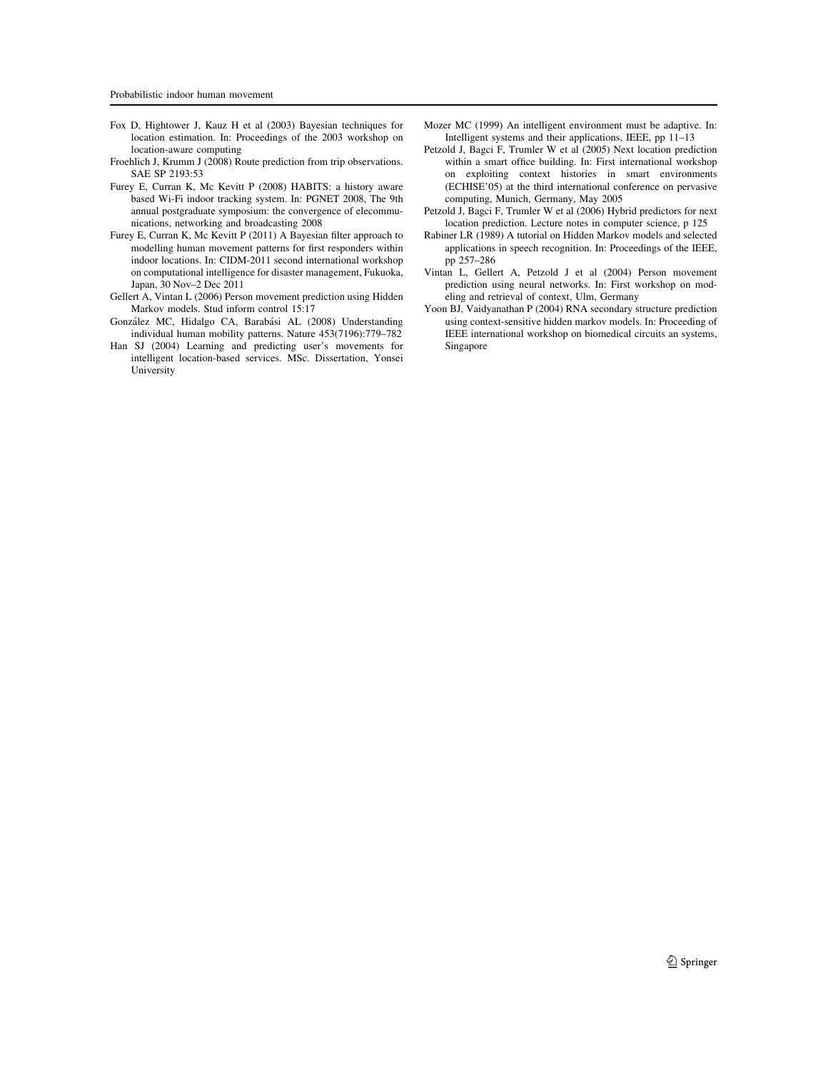Fox D, Hightower J, Kauz H et al (2003) Bayesian techniques for location estimation. In: Proceedings of the 2003 workshop on location-aware computing

Froehlich J, Krumm J (2008) Route prediction from trip observations. SAE SP 2193:53

Furey E, Curran K, Mc Kevitt P (2008) HABITS: a history aware based Wi-Fi indoor tracking system. In: PGNET 2008, The 9th annual postgraduate symposium: the convergence of elecommunications, networking and broadcasting 2008

Furey E, Curran K, Mc Kevitt P (2011) A Bayesian filter approach to modelling human movement patterns for first responders within indoor locations. In: CIDM-2011 second international workshop on computational intelligence for disaster management, Fukuoka, Japan, 30 Nov–2 Dec 2011

Gellert A, Vintan L (2006) Person movement prediction using Hidden Markov models. Stud inform control 15:17

González MC, Hidalgo CA, Barabási AL (2008) Understanding individual human mobility patterns. Nature 453(7196):779–782

Han SJ (2004) Learning and predicting user's movements for intelligent location-based services. MSc. Dissertation, Yonsei University

Mozer MC (1999) An intelligent environment must be adaptive. In: Intelligent systems and their applications, IEEE, pp 11–13

Petzold J, Bagci F, Trumler W et al (2005) Next location prediction within a smart office building. In: First international workshop on exploiting context histories in smart environments (ECHISE'05) at the third international conference on pervasive computing, Munich, Germany, May 2005

Petzold J, Bagci F, Trumler W et al (2006) Hybrid predictors for next location prediction. Lecture notes in computer science, p 125

Rabiner LR (1989) A tutorial on Hidden Markov models and selected applications in speech recognition. In: Proceedings of the IEEE, pp 257–286

Vintan L, Gellert A, Petzold J et al (2004) Person movement prediction using neural networks. In: First workshop on modeling and retrieval of context, Ulm, Germany

Yoon BJ, Vaidyanathan P (2004) RNA secondary structure prediction using context-sensitive hidden markov models. In: Proceeding of IEEE international workshop on biomedical circuits an systems, Singapore